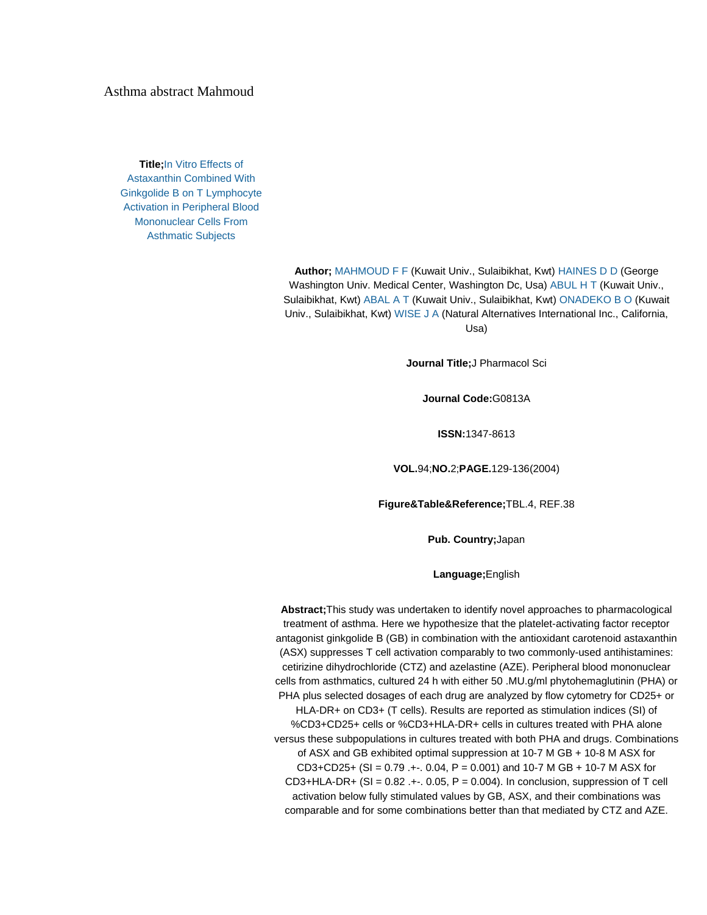# Asthma abstract Mahmoud

**Title;**In Vitro Effects of Astaxanthin Combined With Ginkgolide B on T Lymphocyte Activation in Peripheral Blood Mononuclear Cells From Asthmatic Subjects

**Author;** MAHMOUD F F (Kuwait Univ., Sulaibikhat, Kwt) HAINES D D (George Washington Univ. Medical Center, Washington Dc, Usa) ABUL H T (Kuwait Univ., Sulaibikhat, Kwt) ABAL A T (Kuwait Univ., Sulaibikhat, Kwt) ONADEKO B O (Kuwait Univ., Sulaibikhat, Kwt) WISE J A (Natural Alternatives International Inc., California, Usa)

**Journal Title;**J Pharmacol Sci

**Journal Code:**G0813A

**ISSN:**1347-8613

**VOL.**94;**NO.**2;**PAGE.**129-136(2004)

**Figure&Table&Reference;**TBL.4, REF.38

**Pub. Country;**Japan

**Language;**English

**Abstract;**This study was undertaken to identify novel approaches to pharmacological treatment of asthma. Here we hypothesize that the platelet-activating factor receptor antagonist ginkgolide B (GB) in combination with the antioxidant carotenoid astaxanthin (ASX) suppresses T cell activation comparably to two commonly-used antihistamines: cetirizine dihydrochloride (CTZ) and azelastine (AZE). Peripheral blood mononuclear cells from asthmatics, cultured 24 h with either 50 .MU.g/ml phytohemaglutinin (PHA) or PHA plus selected dosages of each drug are analyzed by flow cytometry for CD25+ or HLA-DR+ on CD3+ (T cells). Results are reported as stimulation indices (SI) of %CD3+CD25+ cells or %CD3+HLA-DR+ cells in cultures treated with PHA alone versus these subpopulations in cultures treated with both PHA and drugs. Combinations of ASX and GB exhibited optimal suppression at 10-7 M GB + 10-8 M ASX for CD3+CD25+ (SI = 0.79 .+-. 0.04, P = 0.001) and 10-7 M GB + 10-7 M ASX for CD3+HLA-DR+ (SI = 0.82 .+-. 0.05, P = 0.004). In conclusion, suppression of T cell activation below fully stimulated values by GB, ASX, and their combinations was comparable and for some combinations better than that mediated by CTZ and AZE.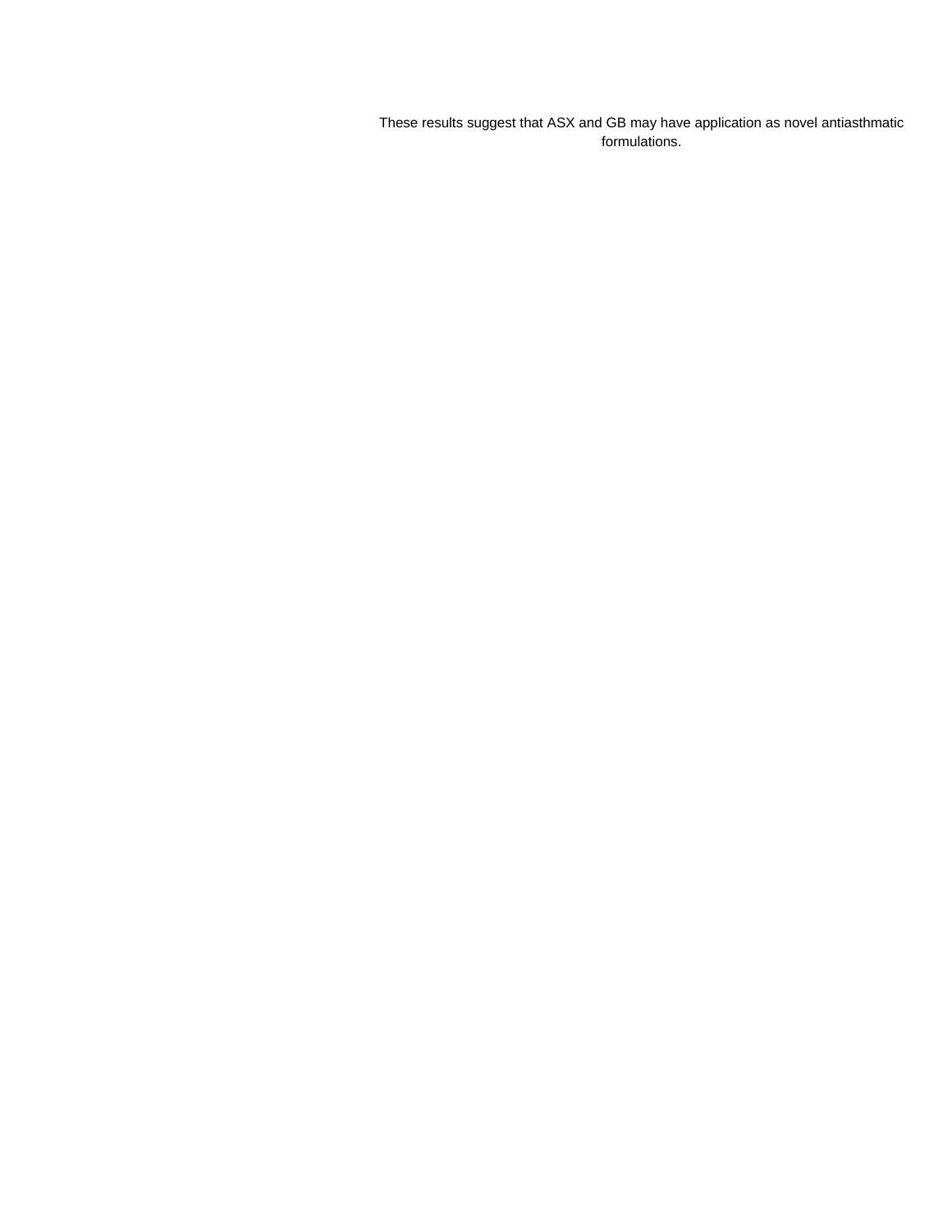These results suggest that ASX and GB may have application as novel antiasthmatic formulations.